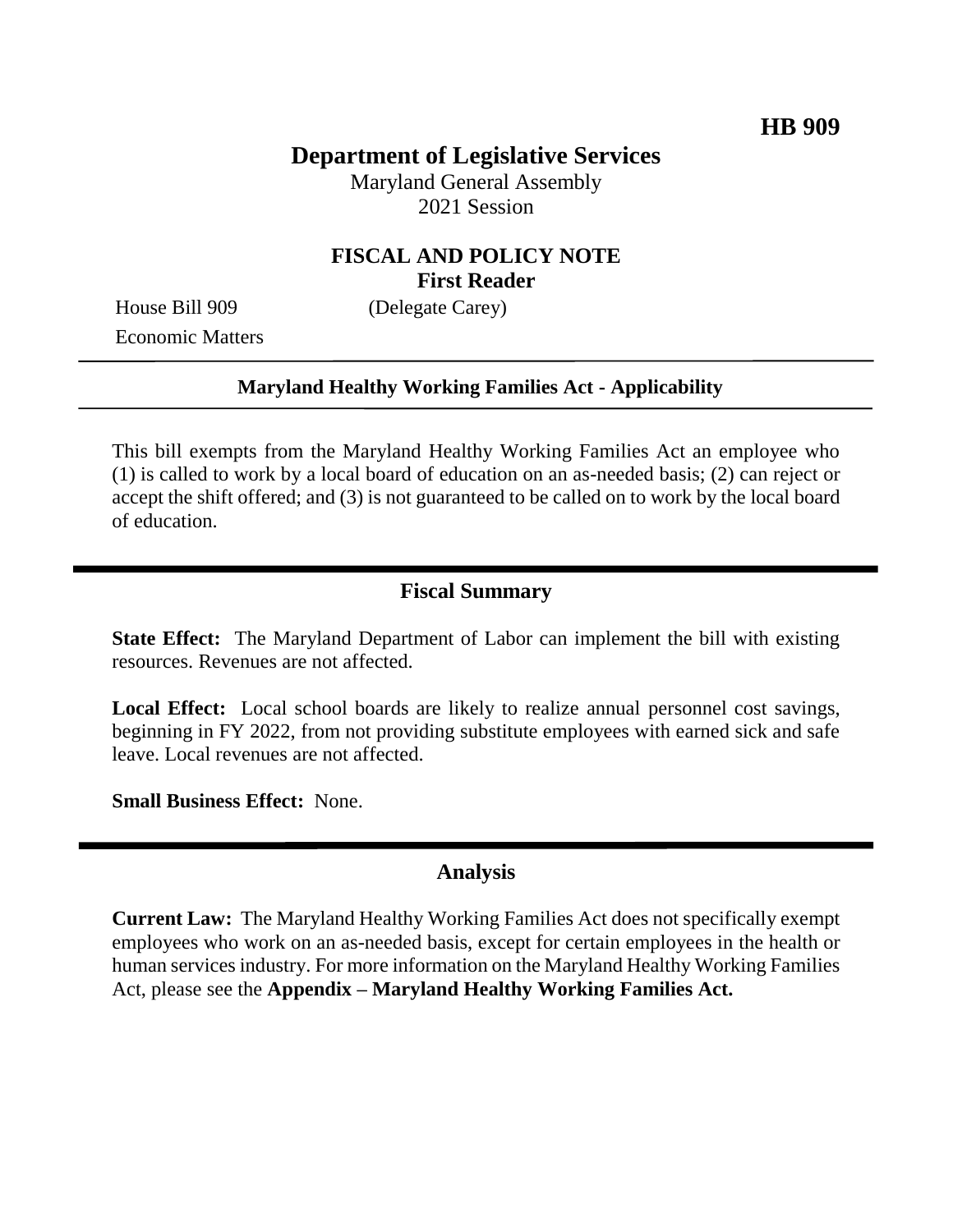**HB 909**

# Department of Legislative Services

Maryland General Assembly
2021 Session

## FISCAL AND POLICY NOTE
**First Reader**

House Bill 909 (Delegate Carey)
Economic Matters

**Maryland Healthy Working Families Act - Applicability**

This bill exempts from the Maryland Healthy Working Families Act an employee who (1) is called to work by a local board of education on an as-needed basis; (2) can reject or accept the shift offered; and (3) is not guaranteed to be called on to work by the local board of education.

## Fiscal Summary

**State Effect:** The Maryland Department of Labor can implement the bill with existing resources. Revenues are not affected.

**Local Effect:** Local school boards are likely to realize annual personnel cost savings, beginning in FY 2022, from not providing substitute employees with earned sick and safe leave. Local revenues are not affected.

**Small Business Effect:** None.

## Analysis

**Current Law:** The Maryland Healthy Working Families Act does not specifically exempt employees who work on an as-needed basis, except for certain employees in the health or human services industry. For more information on the Maryland Healthy Working Families Act, please see the **Appendix – Maryland Healthy Working Families Act.**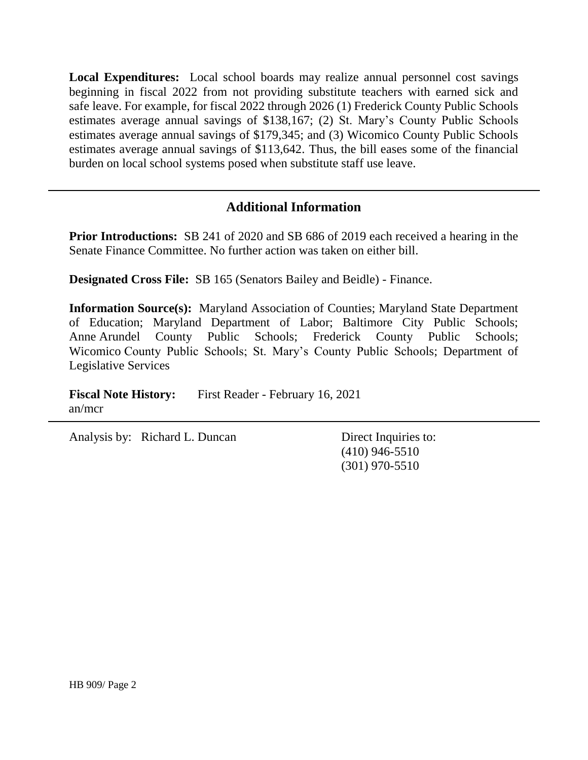**Local Expenditures:** Local school boards may realize annual personnel cost savings beginning in fiscal 2022 from not providing substitute teachers with earned sick and safe leave. For example, for fiscal 2022 through 2026 (1) Frederick County Public Schools estimates average annual savings of $138,167; (2) St. Mary's County Public Schools estimates average annual savings of $179,345; and (3) Wicomico County Public Schools estimates average annual savings of $113,642. Thus, the bill eases some of the financial burden on local school systems posed when substitute staff use leave.

---

## Additional Information

**Prior Introductions:** SB 241 of 2020 and SB 686 of 2019 each received a hearing in the Senate Finance Committee. No further action was taken on either bill.

**Designated Cross File:** SB 165 (Senators Bailey and Beidle) - Finance.

**Information Source(s):** Maryland Association of Counties; Maryland State Department of Education; Maryland Department of Labor; Baltimore City Public Schools; Anne Arundel County Public Schools; Frederick County Public Schools; Wicomico County Public Schools; St. Mary's County Public Schools; Department of Legislative Services

**Fiscal Note History:** First Reader - February 16, 2021
an/mcr

---

Analysis by: Richard L. Duncan

Direct Inquiries to:
(410) 946-5510
(301) 970-5510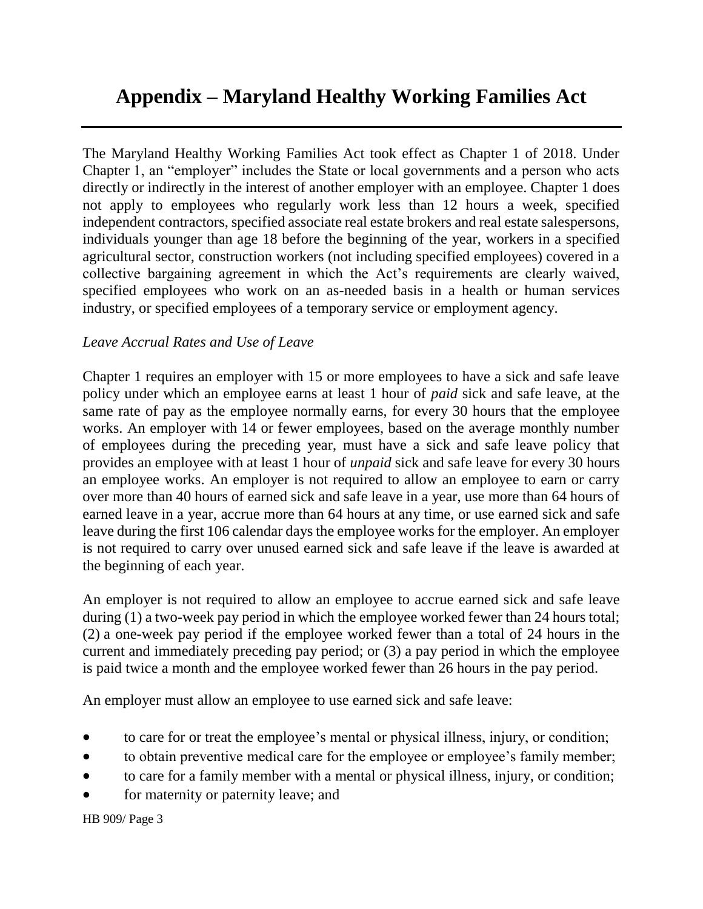# Appendix – Maryland Healthy Working Families Act

The Maryland Healthy Working Families Act took effect as Chapter 1 of 2018. Under Chapter 1, an "employer" includes the State or local governments and a person who acts directly or indirectly in the interest of another employer with an employee. Chapter 1 does not apply to employees who regularly work less than 12 hours a week, specified independent contractors, specified associate real estate brokers and real estate salespersons, individuals younger than age 18 before the beginning of the year, workers in a specified agricultural sector, construction workers (not including specified employees) covered in a collective bargaining agreement in which the Act's requirements are clearly waived, specified employees who work on an as-needed basis in a health or human services industry, or specified employees of a temporary service or employment agency.

*Leave Accrual Rates and Use of Leave*

Chapter 1 requires an employer with 15 or more employees to have a sick and safe leave policy under which an employee earns at least 1 hour of *paid* sick and safe leave, at the same rate of pay as the employee normally earns, for every 30 hours that the employee works. An employer with 14 or fewer employees, based on the average monthly number of employees during the preceding year, must have a sick and safe leave policy that provides an employee with at least 1 hour of *unpaid* sick and safe leave for every 30 hours an employee works. An employer is not required to allow an employee to earn or carry over more than 40 hours of earned sick and safe leave in a year, use more than 64 hours of earned leave in a year, accrue more than 64 hours at any time, or use earned sick and safe leave during the first 106 calendar days the employee works for the employer. An employer is not required to carry over unused earned sick and safe leave if the leave is awarded at the beginning of each year.

An employer is not required to allow an employee to accrue earned sick and safe leave during (1) a two-week pay period in which the employee worked fewer than 24 hours total; (2) a one-week pay period if the employee worked fewer than a total of 24 hours in the current and immediately preceding pay period; or (3) a pay period in which the employee is paid twice a month and the employee worked fewer than 26 hours in the pay period.

An employer must allow an employee to use earned sick and safe leave:

- to care for or treat the employee's mental or physical illness, injury, or condition;
- to obtain preventive medical care for the employee or employee's family member;
- to care for a family member with a mental or physical illness, injury, or condition;
- for maternity or paternity leave; and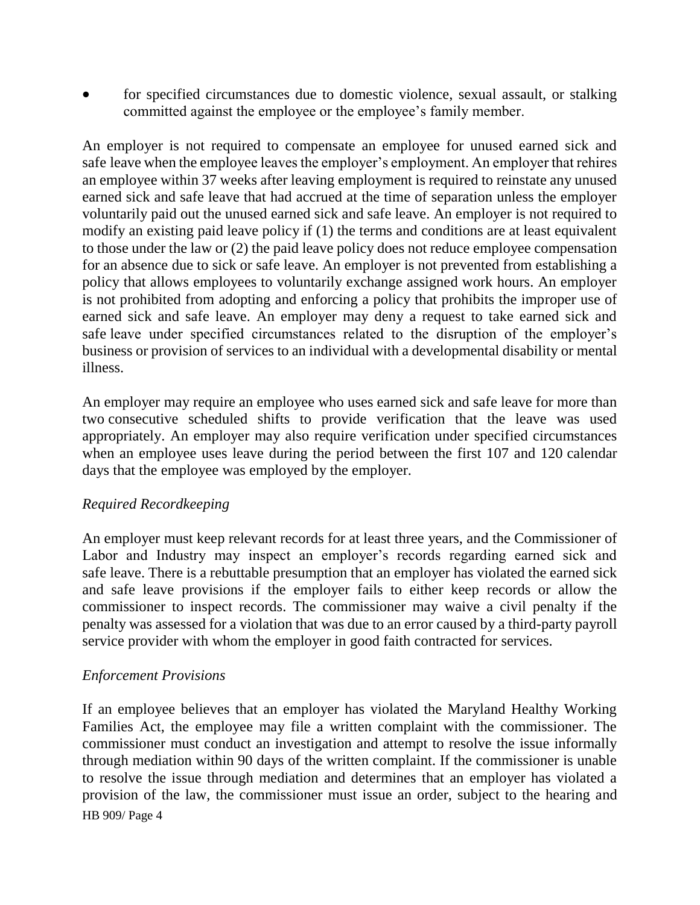- for specified circumstances due to domestic violence, sexual assault, or stalking committed against the employee or the employee's family member.

An employer is not required to compensate an employee for unused earned sick and safe leave when the employee leaves the employer's employment. An employer that rehires an employee within 37 weeks after leaving employment is required to reinstate any unused earned sick and safe leave that had accrued at the time of separation unless the employer voluntarily paid out the unused earned sick and safe leave. An employer is not required to modify an existing paid leave policy if (1) the terms and conditions are at least equivalent to those under the law or (2) the paid leave policy does not reduce employee compensation for an absence due to sick or safe leave. An employer is not prevented from establishing a policy that allows employees to voluntarily exchange assigned work hours. An employer is not prohibited from adopting and enforcing a policy that prohibits the improper use of earned sick and safe leave. An employer may deny a request to take earned sick and safe leave under specified circumstances related to the disruption of the employer's business or provision of services to an individual with a developmental disability or mental illness.

An employer may require an employee who uses earned sick and safe leave for more than two consecutive scheduled shifts to provide verification that the leave was used appropriately. An employer may also require verification under specified circumstances when an employee uses leave during the period between the first 107 and 120 calendar days that the employee was employed by the employer.

*Required Recordkeeping*

An employer must keep relevant records for at least three years, and the Commissioner of Labor and Industry may inspect an employer's records regarding earned sick and safe leave. There is a rebuttable presumption that an employer has violated the earned sick and safe leave provisions if the employer fails to either keep records or allow the commissioner to inspect records. The commissioner may waive a civil penalty if the penalty was assessed for a violation that was due to an error caused by a third-party payroll service provider with whom the employer in good faith contracted for services.

*Enforcement Provisions*

If an employee believes that an employer has violated the Maryland Healthy Working Families Act, the employee may file a written complaint with the commissioner. The commissioner must conduct an investigation and attempt to resolve the issue informally through mediation within 90 days of the written complaint. If the commissioner is unable to resolve the issue through mediation and determines that an employer has violated a provision of the law, the commissioner must issue an order, subject to the hearing and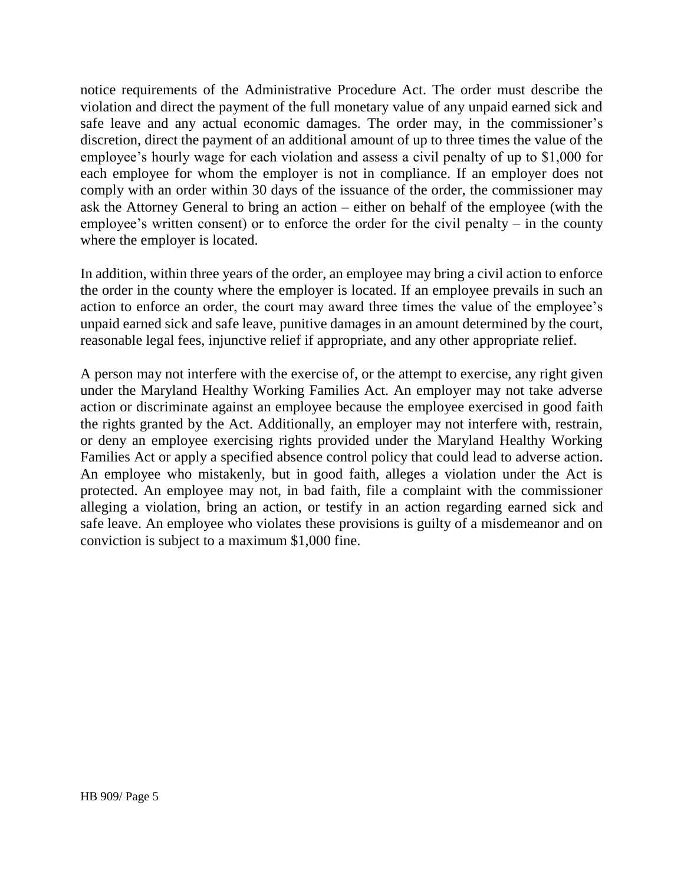notice requirements of the Administrative Procedure Act. The order must describe the violation and direct the payment of the full monetary value of any unpaid earned sick and safe leave and any actual economic damages. The order may, in the commissioner's discretion, direct the payment of an additional amount of up to three times the value of the employee's hourly wage for each violation and assess a civil penalty of up to $1,000 for each employee for whom the employer is not in compliance. If an employer does not comply with an order within 30 days of the issuance of the order, the commissioner may ask the Attorney General to bring an action – either on behalf of the employee (with the employee's written consent) or to enforce the order for the civil penalty – in the county where the employer is located.

In addition, within three years of the order, an employee may bring a civil action to enforce the order in the county where the employer is located. If an employee prevails in such an action to enforce an order, the court may award three times the value of the employee's unpaid earned sick and safe leave, punitive damages in an amount determined by the court, reasonable legal fees, injunctive relief if appropriate, and any other appropriate relief.

A person may not interfere with the exercise of, or the attempt to exercise, any right given under the Maryland Healthy Working Families Act. An employer may not take adverse action or discriminate against an employee because the employee exercised in good faith the rights granted by the Act. Additionally, an employer may not interfere with, restrain, or deny an employee exercising rights provided under the Maryland Healthy Working Families Act or apply a specified absence control policy that could lead to adverse action. An employee who mistakenly, but in good faith, alleges a violation under the Act is protected. An employee may not, in bad faith, file a complaint with the commissioner alleging a violation, bring an action, or testify in an action regarding earned sick and safe leave. An employee who violates these provisions is guilty of a misdemeanor and on conviction is subject to a maximum $1,000 fine.